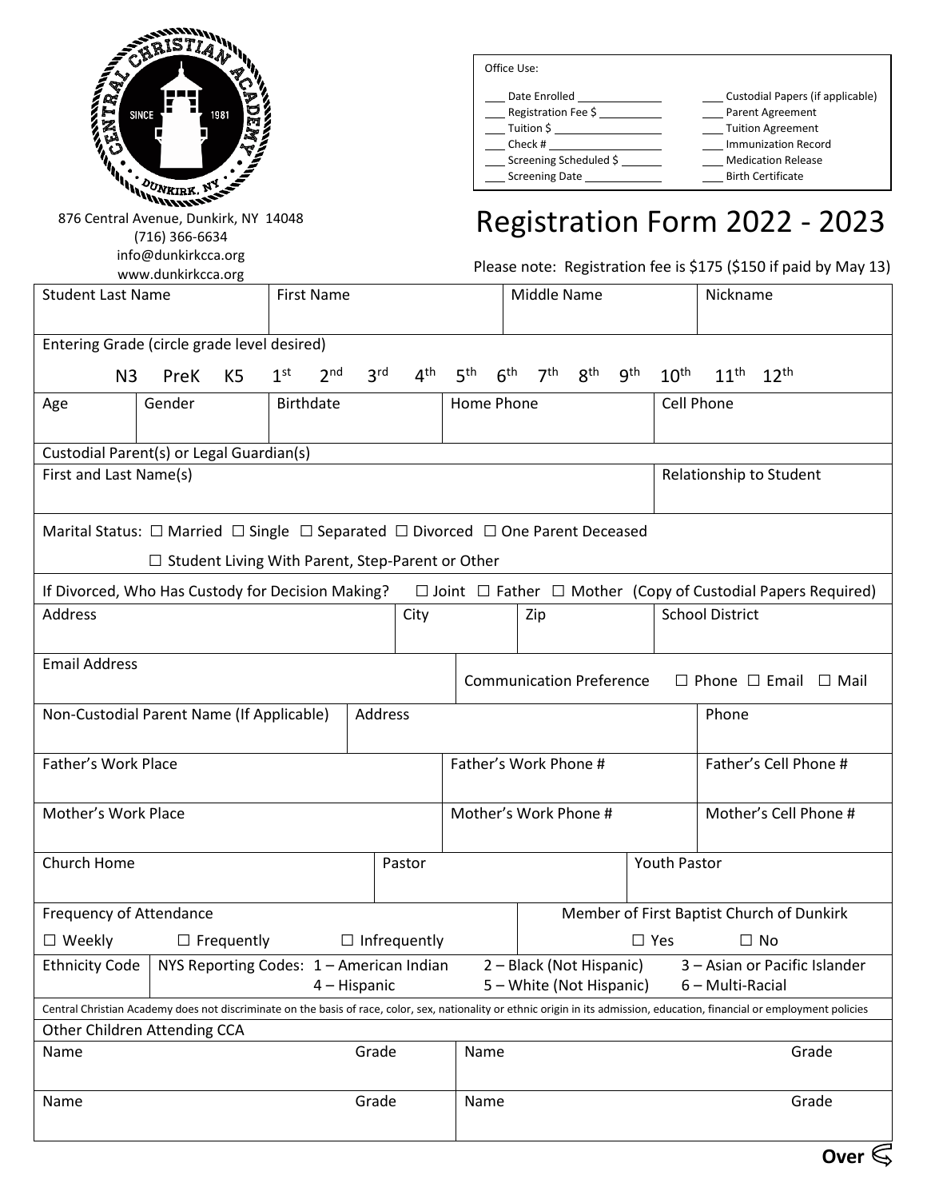876 Central Avenue, Dunkirk, NY 14048
(716) 366-6634
info@dunkirkcca.org
www.dunkirkcca.org

| Office Use: | |
|---|---|
| ___ Date Enrolled __________ | ___ Custodial Papers (if applicable) |
| ___ Registration Fee $ __________ | ___ Parent Agreement |
| ___ Tuition $ __________ | ___ Tuition Agreement |
| ___ Check # __________ | ___ Immunization Record |
| ___ Screening Scheduled $ __________ | ___ Medication Release |
| ___ Screening Date __________ | ___ Birth Certificate |

# Registration Form 2022 - 2023

Please note: Registration fee is $175 ($150 if paid by May 13)

| Student Last Name | First Name | Middle Name | Nickname |
|---|---|---|---|
| | | | |

Entering Grade (circle grade level desired)

N3 PreK K5 1st 2nd 3rd 4th 5th 6th 7th 8th 9th 10th 11th 12th

| Age | Gender | Birthdate | Home Phone | Cell Phone |
|---|---|---|---|---|
| | | | | |

Custodial Parent(s) or Legal Guardian(s)

| First and Last Name(s) | Relationship to Student |
|---|---|
| | |

Marital Status: ☐ Married ☐ Single ☐ Separated ☐ Divorced ☐ One Parent Deceased

☐ Student Living With Parent, Step-Parent or Other

If Divorced, Who Has Custody for Decision Making? ☐ Joint ☐ Father ☐ Mother (Copy of Custodial Papers Required)

| Address | City | Zip | School District |
|---|---|---|---|
| | | | |

| Email Address | Communication Preference ☐ Phone ☐ Email ☐ Mail |
|---|---|
| | |

| Non-Custodial Parent Name (If Applicable) | Address | Phone |
|---|---|---|
| | | |

| Father's Work Place | Father's Work Phone # | Father's Cell Phone # |
|---|---|---|
| | | |

| Mother's Work Place | Mother's Work Phone # | Mother's Cell Phone # |
|---|---|---|
| | | |

| Church Home | Pastor | Youth Pastor |
|---|---|---|
| | | |

| Frequency of Attendance | Member of First Baptist Church of Dunkirk |
|---|---|
| ☐ Weekly ☐ Frequently ☐ Infrequently | ☐ Yes ☐ No |

| Ethnicity Code | NYS Reporting Codes: 1 – American Indian 2 – Black (Not Hispanic) 3 – Asian or Pacific Islander 4 – Hispanic 5 – White (Not Hispanic) 6 – Multi-Racial |
|---|---|

Central Christian Academy does not discriminate on the basis of race, color, sex, nationality or ethnic origin in its admission, education, financial or employment policies

Other Children Attending CCA

| Name | Grade | Name | Grade |
|---|---|---|---|
| | | | |
| Name | Grade | Name | Grade |
| | | | |

**Over**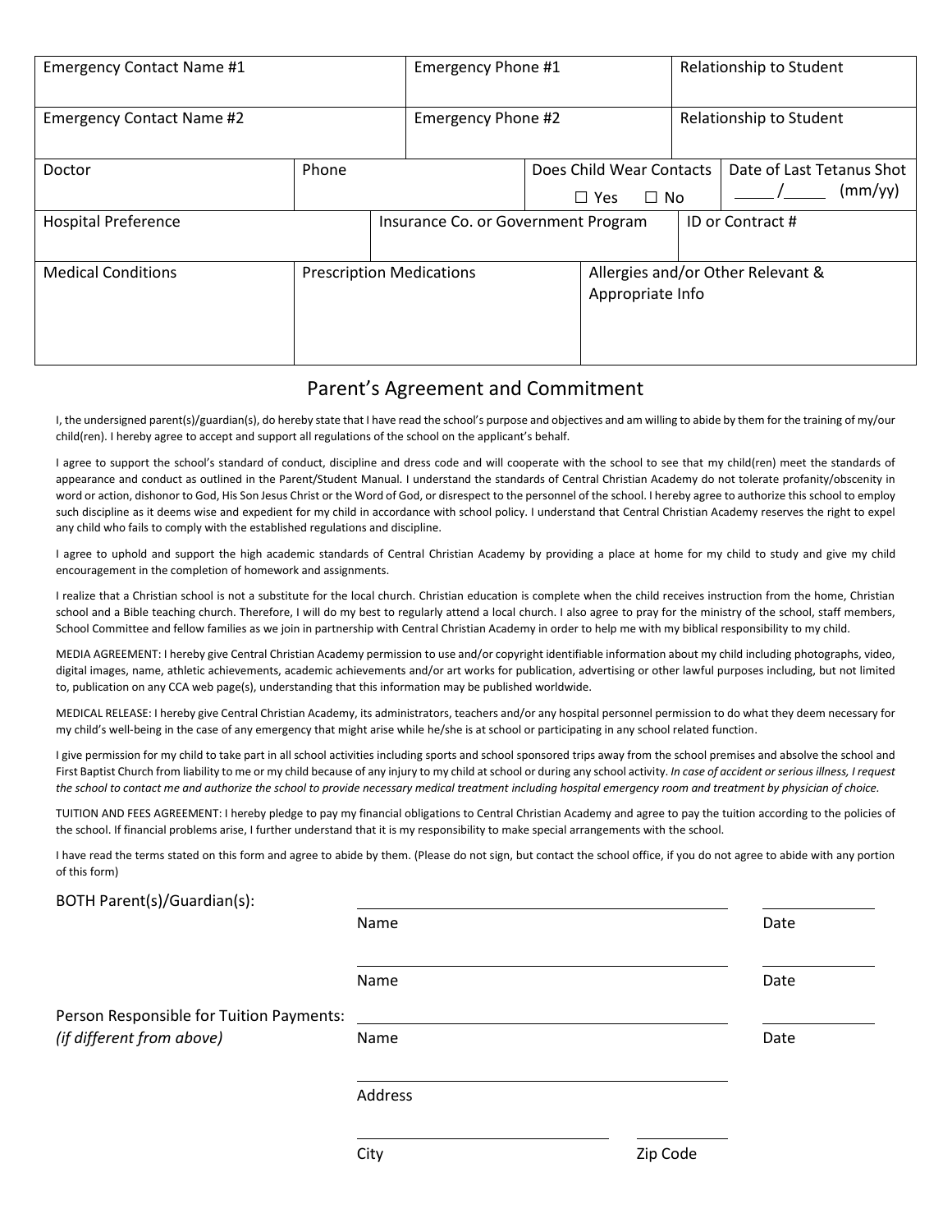| | | |
|---|---|---|
| Emergency Contact Name #1 | Emergency Phone #1 | Relationship to Student |
| Emergency Contact Name #2 | Emergency Phone #2 | Relationship to Student |

| | | | |
|---|---|---|---|
| Doctor | Phone | Does Child Wear Contacts ☐ Yes ☐ No | Date of Last Tetanus Shot _____/_____ (mm/yy) |

| | | |
|---|---|---|
| Hospital Preference | Insurance Co. or Government Program | ID or Contract # |
| Medical Conditions | Prescription Medications | Allergies and/or Other Relevant & Appropriate Info |

## Parent's Agreement and Commitment

I, the undersigned parent(s)/guardian(s), do hereby state that I have read the school's purpose and objectives and am willing to abide by them for the training of my/our child(ren). I hereby agree to accept and support all regulations of the school on the applicant's behalf.

I agree to support the school's standard of conduct, discipline and dress code and will cooperate with the school to see that my child(ren) meet the standards of appearance and conduct as outlined in the Parent/Student Manual. I understand the standards of Central Christian Academy do not tolerate profanity/obscenity in word or action, dishonor to God, His Son Jesus Christ or the Word of God, or disrespect to the personnel of the school. I hereby agree to authorize this school to employ such discipline as it deems wise and expedient for my child in accordance with school policy. I understand that Central Christian Academy reserves the right to expel any child who fails to comply with the established regulations and discipline.

I agree to uphold and support the high academic standards of Central Christian Academy by providing a place at home for my child to study and give my child encouragement in the completion of homework and assignments.

I realize that a Christian school is not a substitute for the local church. Christian education is complete when the child receives instruction from the home, Christian school and a Bible teaching church. Therefore, I will do my best to regularly attend a local church. I also agree to pray for the ministry of the school, staff members, School Committee and fellow families as we join in partnership with Central Christian Academy in order to help me with my biblical responsibility to my child.

MEDIA AGREEMENT: I hereby give Central Christian Academy permission to use and/or copyright identifiable information about my child including photographs, video, digital images, name, athletic achievements, academic achievements and/or art works for publication, advertising or other lawful purposes including, but not limited to, publication on any CCA web page(s), understanding that this information may be published worldwide.

MEDICAL RELEASE: I hereby give Central Christian Academy, its administrators, teachers and/or any hospital personnel permission to do what they deem necessary for my child's well-being in the case of any emergency that might arise while he/she is at school or participating in any school related function.

I give permission for my child to take part in all school activities including sports and school sponsored trips away from the school premises and absolve the school and First Baptist Church from liability to me or my child because of any injury to my child at school or during any school activity. *In case of accident or serious illness, I request the school to contact me and authorize the school to provide necessary medical treatment including hospital emergency room and treatment by physician of choice.*

TUITION AND FEES AGREEMENT: I hereby pledge to pay my financial obligations to Central Christian Academy and agree to pay the tuition according to the policies of the school. If financial problems arise, I further understand that it is my responsibility to make special arrangements with the school.

I have read the terms stated on this form and agree to abide by them. (Please do not sign, but contact the school office, if you do not agree to abide with any portion of this form)

BOTH Parent(s)/Guardian(s):

_______________________________ Name _______________ Date

_______________________________ Name _______________ Date

Person Responsible for Tuition Payments:
*(if different from above)*

_______________________________ Name _______________ Date

_______________________________ Address

_______________________ City _______________ Zip Code